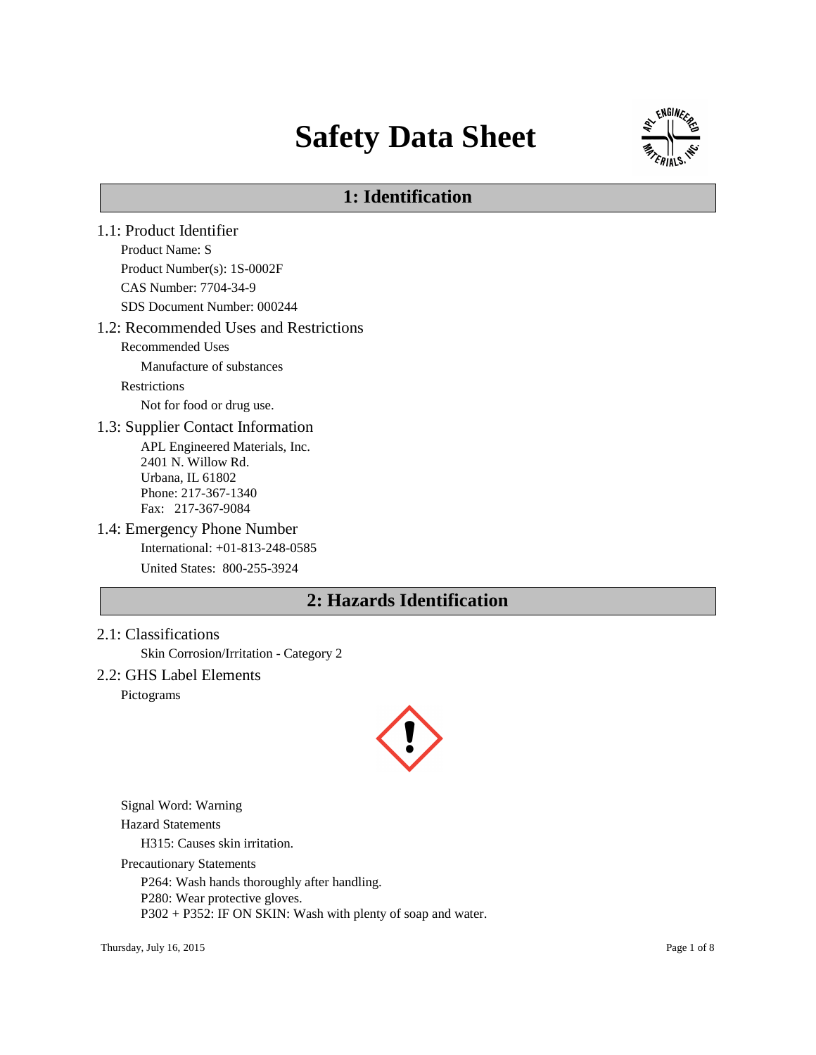# Safety Data Sheet

## 1: Identification

### 1.1: Product Identifier

Product Name: S

Product Number(s): 1S-0002F

CAS Number: 7704-34-9

SDS Document Number: 000244

### 1.2: Recommended Uses and Restrictions

Recommended Uses

Manufacture of substances

Restrictions

Not for food or drug use.

### 1.3: Supplier Contact Information

APL Engineered Materials, Inc.
2401 N. Willow Rd.
Urbana, IL 61802
Phone: 217-367-1340
Fax: 217-367-9084

### 1.4: Emergency Phone Number

International: +01-813-248-0585

United States: 800-255-3924

## 2: Hazards Identification

### 2.1: Classifications

Skin Corrosion/Irritation - Category 2

### 2.2: GHS Label Elements

Pictograms

Signal Word: Warning

Hazard Statements

H315: Causes skin irritation.

Precautionary Statements

P264: Wash hands thoroughly after handling.
P280: Wear protective gloves.
P302 + P352: IF ON SKIN: Wash with plenty of soap and water.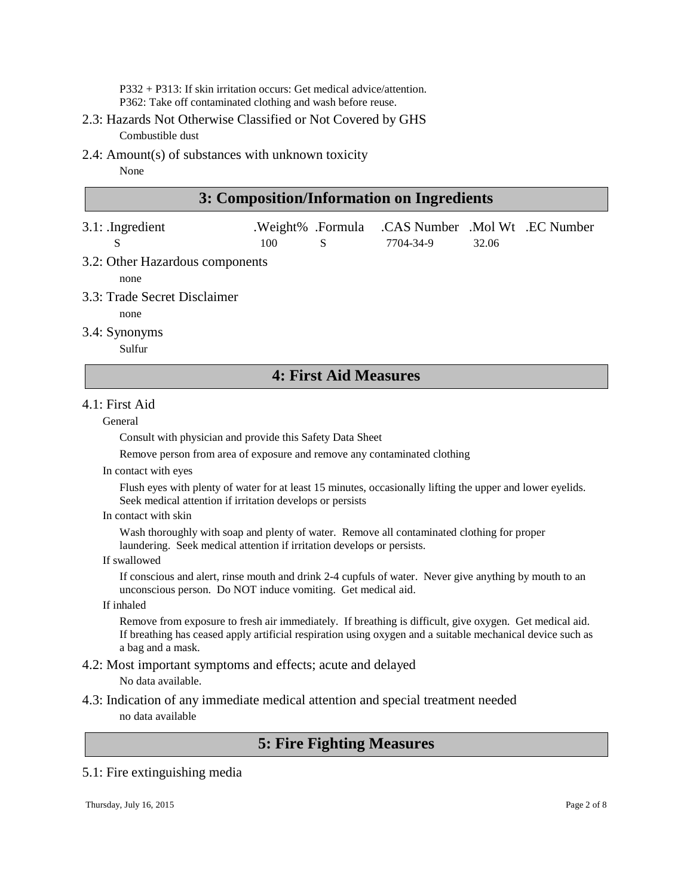P332 + P313: If skin irritation occurs: Get medical advice/attention.
P362: Take off contaminated clothing and wash before reuse.

### 2.3: Hazards Not Otherwise Classified or Not Covered by GHS

Combustible dust

### 2.4: Amount(s) of substances with unknown toxicity

None

## 3: Composition/Information on Ingredients

### 3.1: Ingredient

| .Ingredient | .Weight% | .Formula | .CAS Number | .Mol Wt | .EC Number |
| --- | --- | --- | --- | --- | --- |
| S | 100 | S | 7704-34-9 | 32.06 | |

### 3.2: Other Hazardous components

none

### 3.3: Trade Secret Disclaimer

none

### 3.4: Synonyms

Sulfur

## 4: First Aid Measures

### 4.1: First Aid

General

Consult with physician and provide this Safety Data Sheet

Remove person from area of exposure and remove any contaminated clothing

In contact with eyes

Flush eyes with plenty of water for at least 15 minutes, occasionally lifting the upper and lower eyelids. Seek medical attention if irritation develops or persists

In contact with skin

Wash thoroughly with soap and plenty of water. Remove all contaminated clothing for proper laundering. Seek medical attention if irritation develops or persists.

If swallowed

If conscious and alert, rinse mouth and drink 2-4 cupfuls of water. Never give anything by mouth to an unconscious person. Do NOT induce vomiting. Get medical aid.

If inhaled

Remove from exposure to fresh air immediately. If breathing is difficult, give oxygen. Get medical aid. If breathing has ceased apply artificial respiration using oxygen and a suitable mechanical device such as a bag and a mask.

### 4.2: Most important symptoms and effects; acute and delayed

No data available.

### 4.3: Indication of any immediate medical attention and special treatment needed

no data available

## 5: Fire Fighting Measures

### 5.1: Fire extinguishing media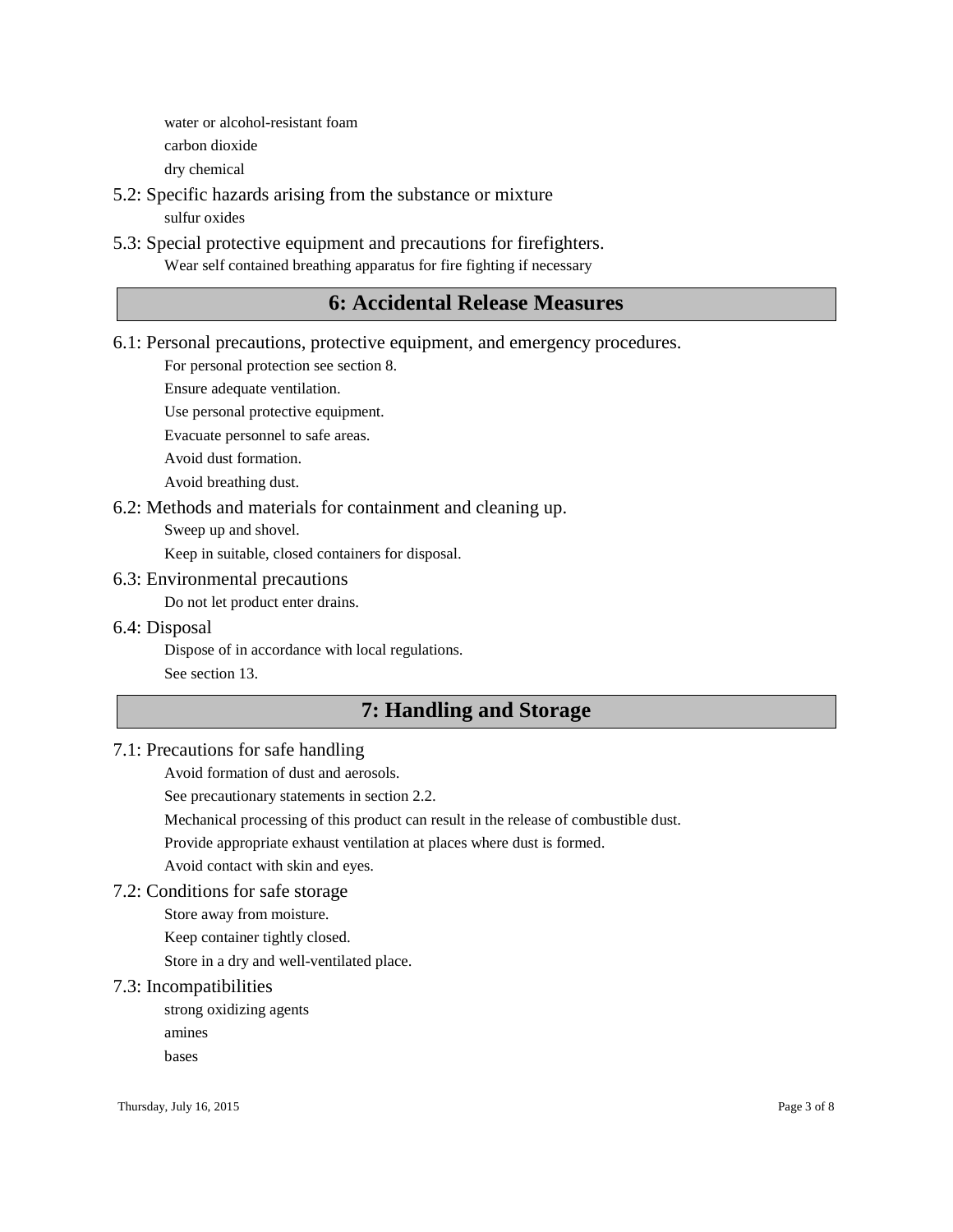water or alcohol-resistant foam

carbon dioxide

dry chemical

### 5.2: Specific hazards arising from the substance or mixture

sulfur oxides

### 5.3: Special protective equipment and precautions for firefighters.

Wear self contained breathing apparatus for fire fighting if necessary

## 6: Accidental Release Measures

### 6.1: Personal precautions, protective equipment, and emergency procedures.

For personal protection see section 8.

Ensure adequate ventilation.

Use personal protective equipment.

Evacuate personnel to safe areas.

Avoid dust formation.

Avoid breathing dust.

### 6.2: Methods and materials for containment and cleaning up.

Sweep up and shovel.

Keep in suitable, closed containers for disposal.

### 6.3: Environmental precautions

Do not let product enter drains.

### 6.4: Disposal

Dispose of in accordance with local regulations.

See section 13.

## 7: Handling and Storage

### 7.1: Precautions for safe handling

Avoid formation of dust and aerosols.

See precautionary statements in section 2.2.

Mechanical processing of this product can result in the release of combustible dust.

Provide appropriate exhaust ventilation at places where dust is formed.

Avoid contact with skin and eyes.

### 7.2: Conditions for safe storage

Store away from moisture.

Keep container tightly closed.

Store in a dry and well-ventilated place.

### 7.3: Incompatibilities

strong oxidizing agents

amines

bases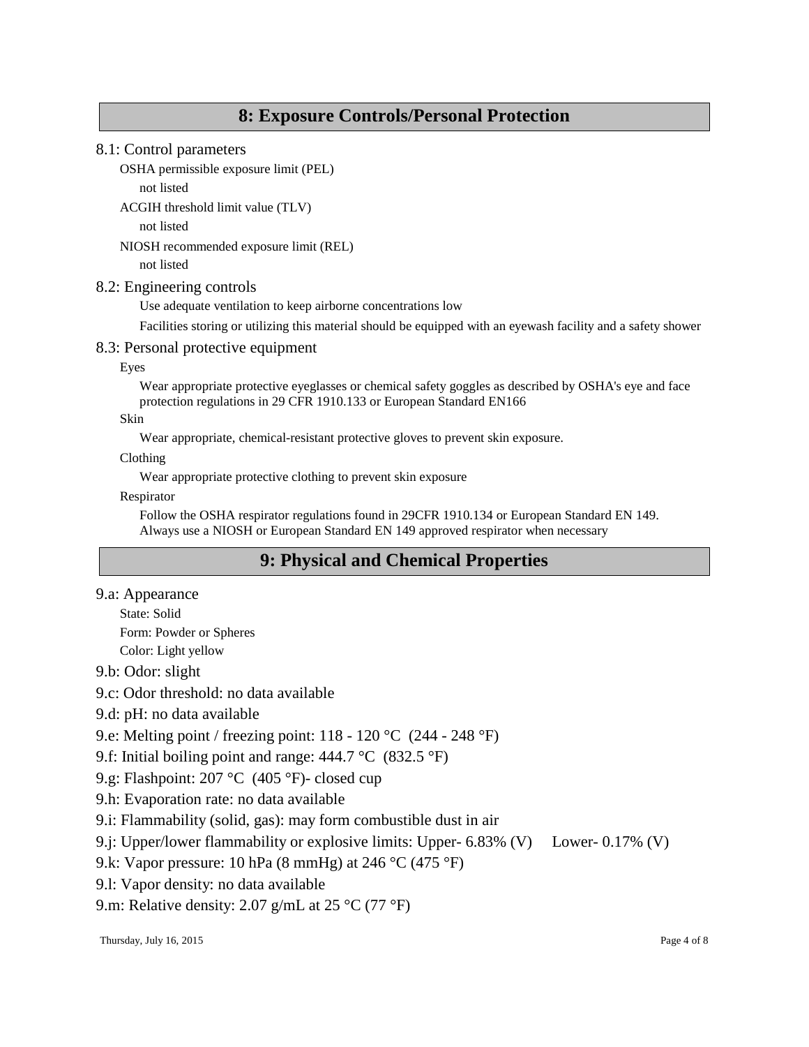## 8: Exposure Controls/Personal Protection

### 8.1: Control parameters

OSHA permissible exposure limit (PEL)

not listed

ACGIH threshold limit value (TLV)

not listed

NIOSH recommended exposure limit (REL)

not listed

### 8.2: Engineering controls

Use adequate ventilation to keep airborne concentrations low

Facilities storing or utilizing this material should be equipped with an eyewash facility and a safety shower

### 8.3: Personal protective equipment

Eyes

Wear appropriate protective eyeglasses or chemical safety goggles as described by OSHA's eye and face protection regulations in 29 CFR 1910.133 or European Standard EN166

Skin

Wear appropriate, chemical-resistant protective gloves to prevent skin exposure.

Clothing

Wear appropriate protective clothing to prevent skin exposure

Respirator

Follow the OSHA respirator regulations found in 29CFR 1910.134 or European Standard EN 149. Always use a NIOSH or European Standard EN 149 approved respirator when necessary

## 9: Physical and Chemical Properties

### 9.a: Appearance

State: Solid

Form: Powder or Spheres

Color: Light yellow

9.b: Odor: slight

9.c: Odor threshold: no data available

9.d: pH: no data available

9.e: Melting point / freezing point: 118 - 120 °C (244 - 248 °F)

9.f: Initial boiling point and range: 444.7 °C (832.5 °F)

9.g: Flashpoint: 207 °C (405 °F)- closed cup

9.h: Evaporation rate: no data available

9.i: Flammability (solid, gas): may form combustible dust in air

9.j: Upper/lower flammability or explosive limits: Upper- 6.83% (V) Lower- 0.17% (V)

9.k: Vapor pressure: 10 hPa (8 mmHg) at 246 °C (475 °F)

9.l: Vapor density: no data available

9.m: Relative density: 2.07 g/mL at 25 °C (77 °F)

Thursday, July 16, 2015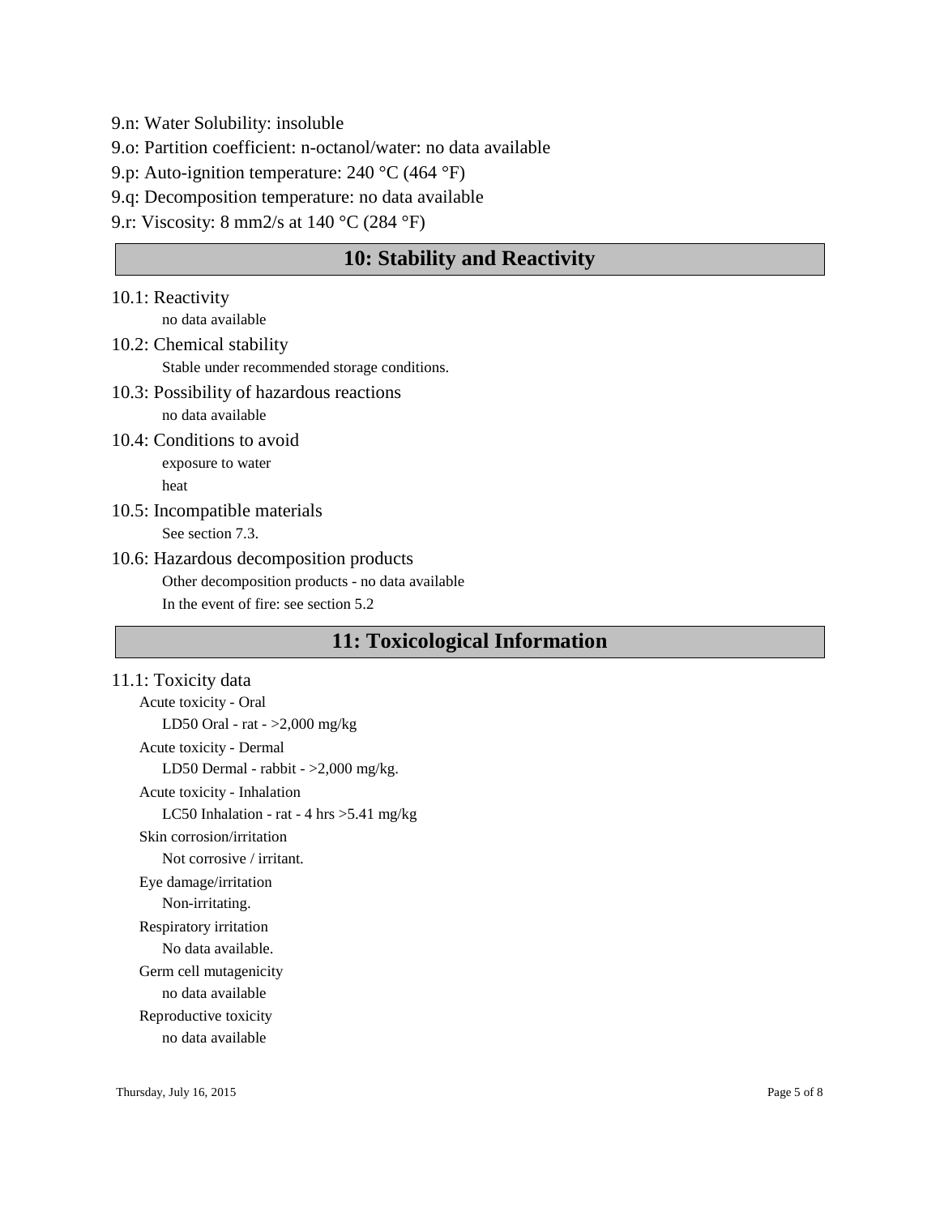9.n: Water Solubility: insoluble

9.o: Partition coefficient: n-octanol/water: no data available

9.p: Auto-ignition temperature: 240 °C (464 °F)

9.q: Decomposition temperature: no data available

9.r: Viscosity: 8 mm2/s at 140 °C (284 °F)

## 10: Stability and Reactivity

10.1: Reactivity

no data available

10.2: Chemical stability

Stable under recommended storage conditions.

10.3: Possibility of hazardous reactions

no data available

10.4: Conditions to avoid

exposure to water

heat

10.5: Incompatible materials

See section 7.3.

10.6: Hazardous decomposition products

Other decomposition products - no data available

In the event of fire: see section 5.2

## 11: Toxicological Information

11.1: Toxicity data

Acute toxicity - Oral

LD50 Oral - rat - >2,000 mg/kg

Acute toxicity - Dermal

LD50 Dermal - rabbit - >2,000 mg/kg.

Acute toxicity - Inhalation

LC50 Inhalation - rat - 4 hrs >5.41 mg/kg

Skin corrosion/irritation

Not corrosive / irritant.

Eye damage/irritation

Non-irritating.

Respiratory irritation

No data available.

Germ cell mutagenicity

no data available

Reproductive toxicity

no data available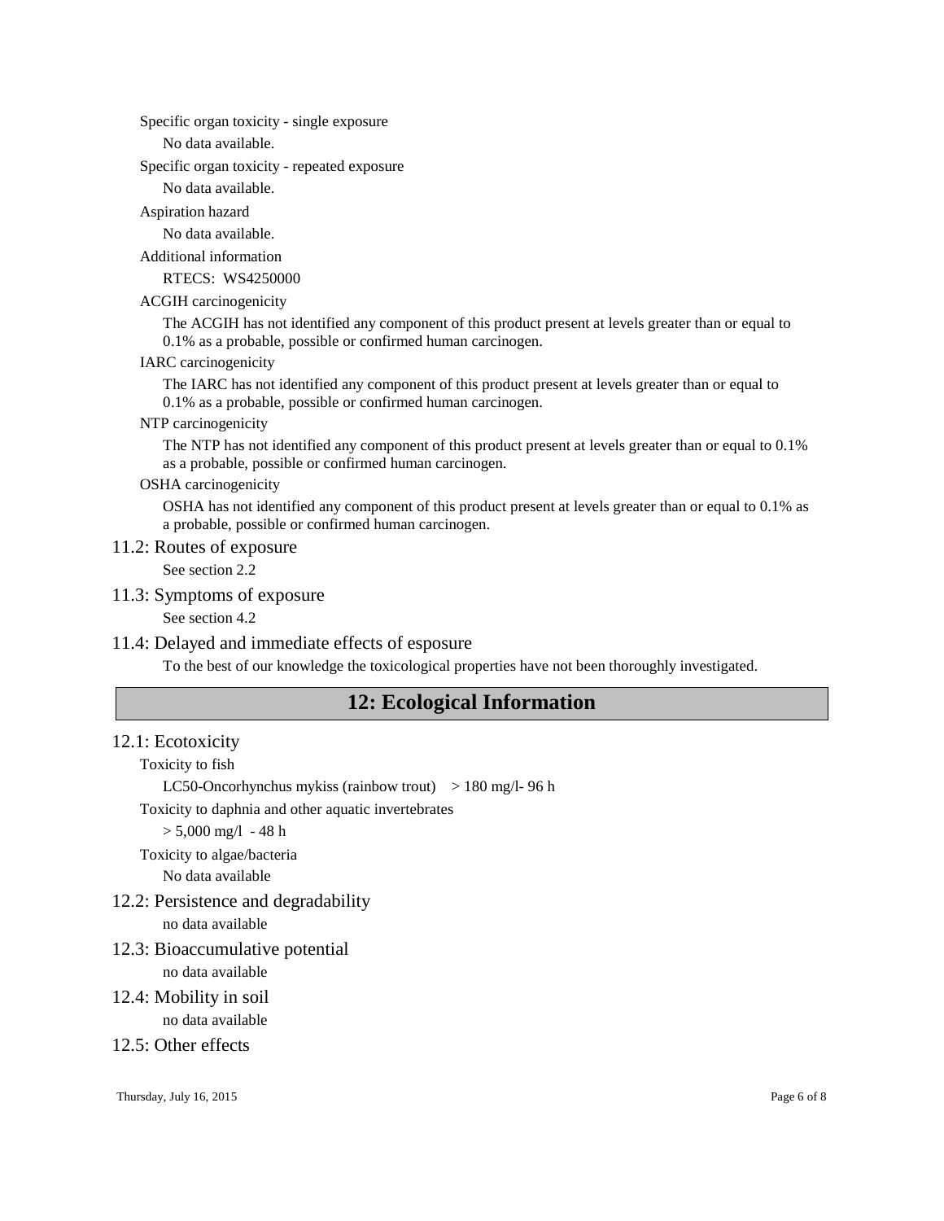Specific organ toxicity - single exposure

No data available.

Specific organ toxicity - repeated exposure

No data available.

Aspiration hazard

No data available.

Additional information

RTECS: WS4250000

ACGIH carcinogenicity

The ACGIH has not identified any component of this product present at levels greater than or equal to 0.1% as a probable, possible or confirmed human carcinogen.

IARC carcinogenicity

The IARC has not identified any component of this product present at levels greater than or equal to 0.1% as a probable, possible or confirmed human carcinogen.

NTP carcinogenicity

The NTP has not identified any component of this product present at levels greater than or equal to 0.1% as a probable, possible or confirmed human carcinogen.

OSHA carcinogenicity

OSHA has not identified any component of this product present at levels greater than or equal to 0.1% as a probable, possible or confirmed human carcinogen.

### 11.2: Routes of exposure

See section 2.2

### 11.3: Symptoms of exposure

See section 4.2

### 11.4: Delayed and immediate effects of esposure

To the best of our knowledge the toxicological properties have not been thoroughly investigated.

## 12: Ecological Information

### 12.1: Ecotoxicity

Toxicity to fish

LC50-Oncorhynchus mykiss (rainbow trout) > 180 mg/l- 96 h

Toxicity to daphnia and other aquatic invertebrates

> 5,000 mg/l - 48 h

Toxicity to algae/bacteria

No data available

### 12.2: Persistence and degradability

no data available

### 12.3: Bioaccumulative potential

no data available

### 12.4: Mobility in soil

no data available

### 12.5: Other effects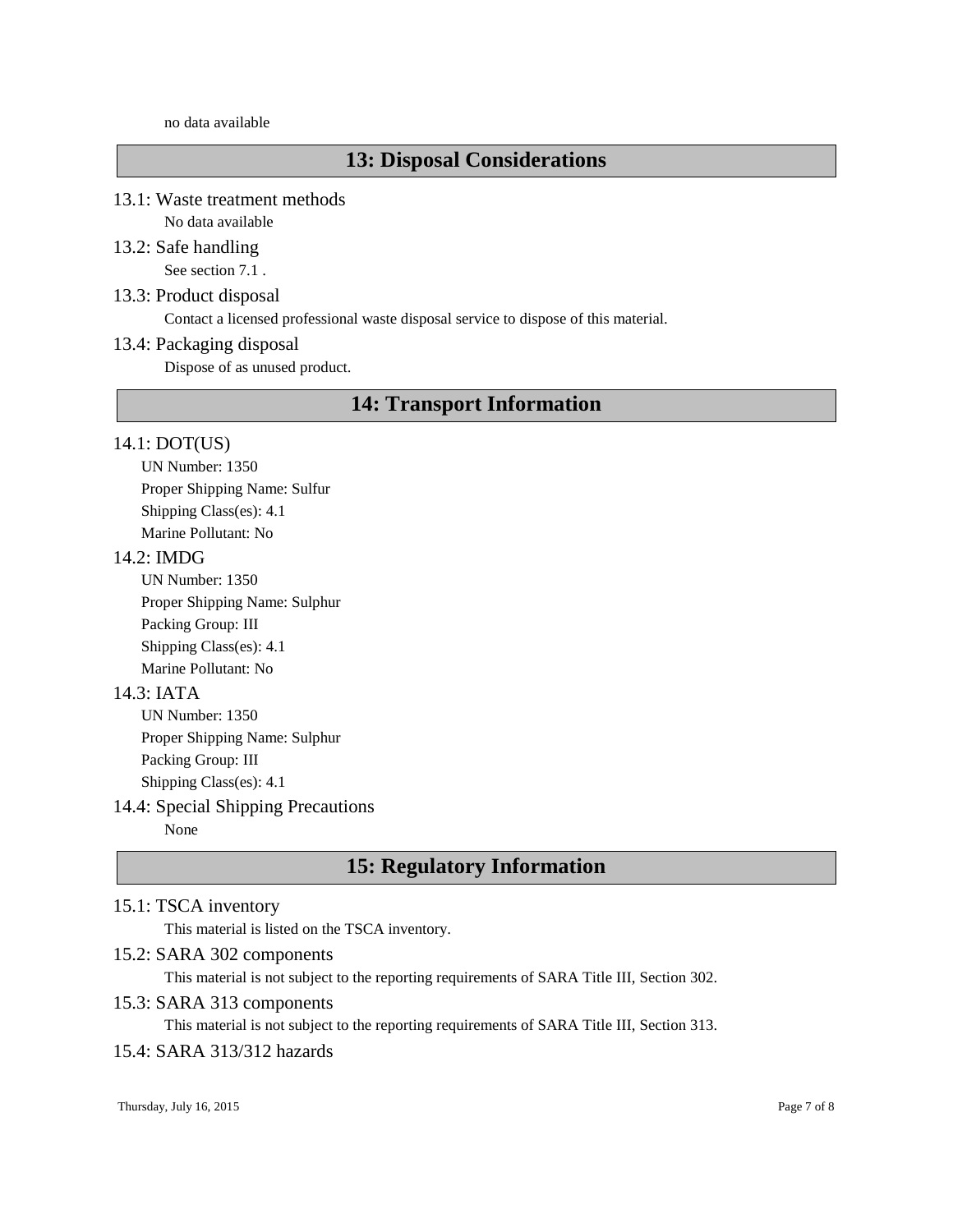no data available

## 13: Disposal Considerations

### 13.1: Waste treatment methods

No data available

### 13.2: Safe handling

See section 7.1 .

### 13.3: Product disposal

Contact a licensed professional waste disposal service to dispose of this material.

### 13.4: Packaging disposal

Dispose of as unused product.

## 14: Transport Information

### 14.1: DOT(US)

UN Number: 1350

Proper Shipping Name: Sulfur

Shipping Class(es): 4.1

Marine Pollutant: No

### 14.2: IMDG

UN Number: 1350

Proper Shipping Name: Sulphur

Packing Group: III

Shipping Class(es): 4.1

Marine Pollutant: No

### 14.3: IATA

UN Number: 1350

Proper Shipping Name: Sulphur

Packing Group: III

Shipping Class(es): 4.1

### 14.4: Special Shipping Precautions

None

## 15: Regulatory Information

### 15.1: TSCA inventory

This material is listed on the TSCA inventory.

### 15.2: SARA 302 components

This material is not subject to the reporting requirements of SARA Title III, Section 302.

### 15.3: SARA 313 components

This material is not subject to the reporting requirements of SARA Title III, Section 313.

### 15.4: SARA 313/312 hazards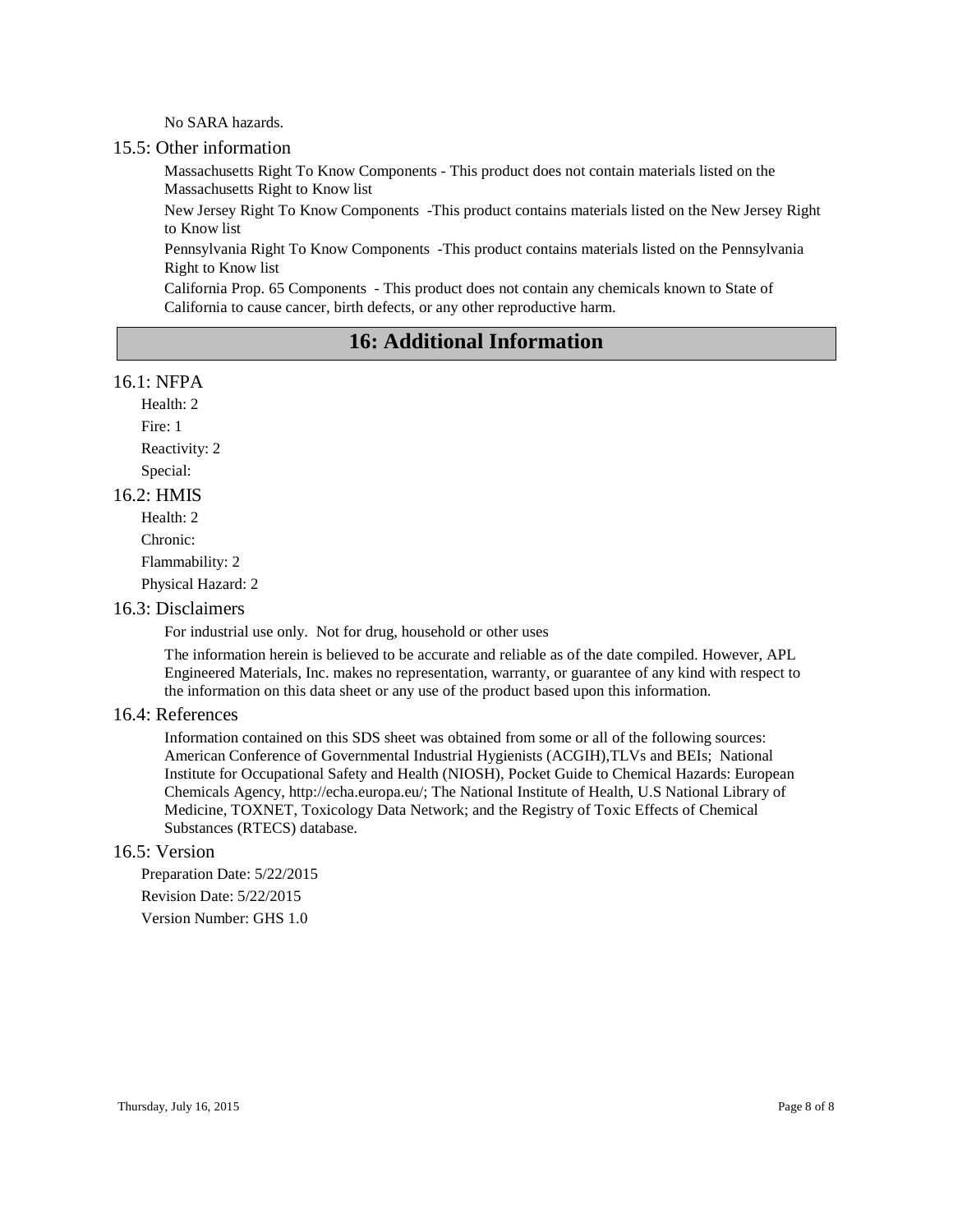No SARA hazards.

### 15.5: Other information

Massachusetts Right To Know Components - This product does not contain materials listed on the Massachusetts Right to Know list

New Jersey Right To Know Components -This product contains materials listed on the New Jersey Right to Know list

Pennsylvania Right To Know Components -This product contains materials listed on the Pennsylvania Right to Know list

California Prop. 65 Components - This product does not contain any chemicals known to State of California to cause cancer, birth defects, or any other reproductive harm.

## 16: Additional Information

### 16.1: NFPA

Health: 2

Fire: 1

Reactivity: 2

Special:

### 16.2: HMIS

Health: 2

Chronic:

Flammability: 2

Physical Hazard: 2

### 16.3: Disclaimers

For industrial use only. Not for drug, household or other uses

The information herein is believed to be accurate and reliable as of the date compiled. However, APL Engineered Materials, Inc. makes no representation, warranty, or guarantee of any kind with respect to the information on this data sheet or any use of the product based upon this information.

### 16.4: References

Information contained on this SDS sheet was obtained from some or all of the following sources: American Conference of Governmental Industrial Hygienists (ACGIH),TLVs and BEIs; National Institute for Occupational Safety and Health (NIOSH), Pocket Guide to Chemical Hazards: European Chemicals Agency, http://echa.europa.eu/; The National Institute of Health, U.S National Library of Medicine, TOXNET, Toxicology Data Network; and the Registry of Toxic Effects of Chemical Substances (RTECS) database.

### 16.5: Version

Preparation Date: 5/22/2015

Revision Date: 5/22/2015

Version Number: GHS 1.0